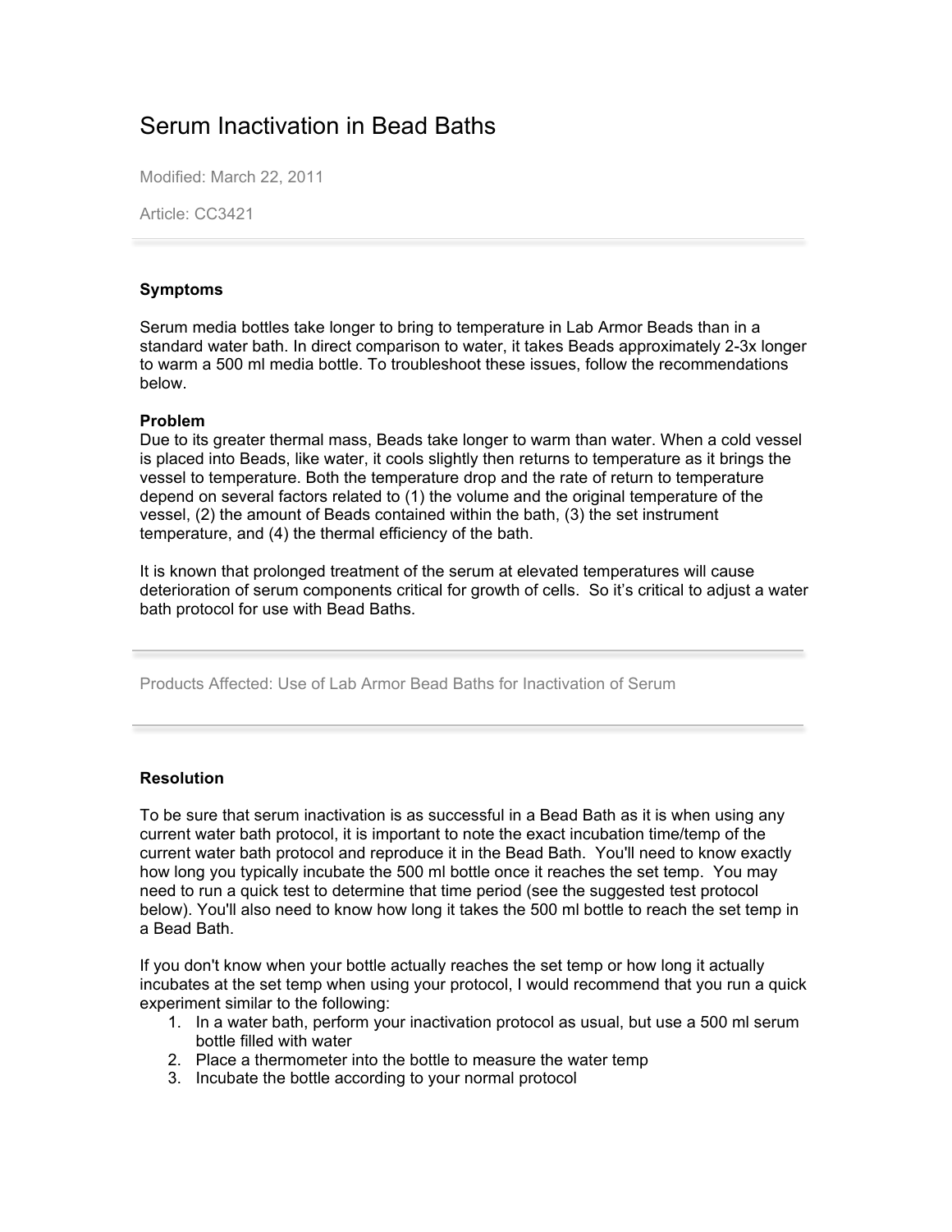# Serum Inactivation in Bead Baths

Modified: March 22, 2011

Article: CC3421

---

**Symptoms**

Serum media bottles take longer to bring to temperature in Lab Armor Beads than in a standard water bath. In direct comparison to water, it takes Beads approximately 2-3x longer to warm a 500 ml media bottle. To troubleshoot these issues, follow the recommendations below.

**Problem**

Due to its greater thermal mass, Beads take longer to warm than water. When a cold vessel is placed into Beads, like water, it cools slightly then returns to temperature as it brings the vessel to temperature. Both the temperature drop and the rate of return to temperature depend on several factors related to (1) the volume and the original temperature of the vessel, (2) the amount of Beads contained within the bath, (3) the set instrument temperature, and (4) the thermal efficiency of the bath.

It is known that prolonged treatment of the serum at elevated temperatures will cause deterioration of serum components critical for growth of cells. So it's critical to adjust a water bath protocol for use with Bead Baths.

---

Products Affected: Use of Lab Armor Bead Baths for Inactivation of Serum

---

**Resolution**

To be sure that serum inactivation is as successful in a Bead Bath as it is when using any current water bath protocol, it is important to note the exact incubation time/temp of the current water bath protocol and reproduce it in the Bead Bath. You'll need to know exactly how long you typically incubate the 500 ml bottle once it reaches the set temp. You may need to run a quick test to determine that time period (see the suggested test protocol below). You'll also need to know how long it takes the 500 ml bottle to reach the set temp in a Bead Bath.

If you don't know when your bottle actually reaches the set temp or how long it actually incubates at the set temp when using your protocol, I would recommend that you run a quick experiment similar to the following:

1. In a water bath, perform your inactivation protocol as usual, but use a 500 ml serum bottle filled with water
2. Place a thermometer into the bottle to measure the water temp
3. Incubate the bottle according to your normal protocol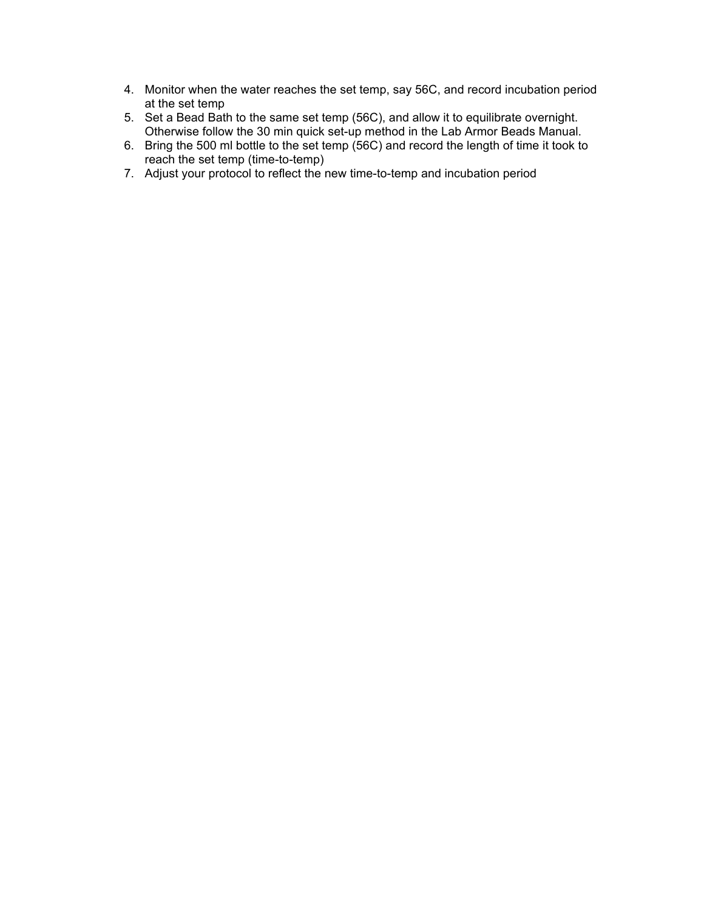4. Monitor when the water reaches the set temp, say 56C, and record incubation period at the set temp
5. Set a Bead Bath to the same set temp (56C), and allow it to equilibrate overnight. Otherwise follow the 30 min quick set-up method in the Lab Armor Beads Manual.
6. Bring the 500 ml bottle to the set temp (56C) and record the length of time it took to reach the set temp (time-to-temp)
7. Adjust your protocol to reflect the new time-to-temp and incubation period